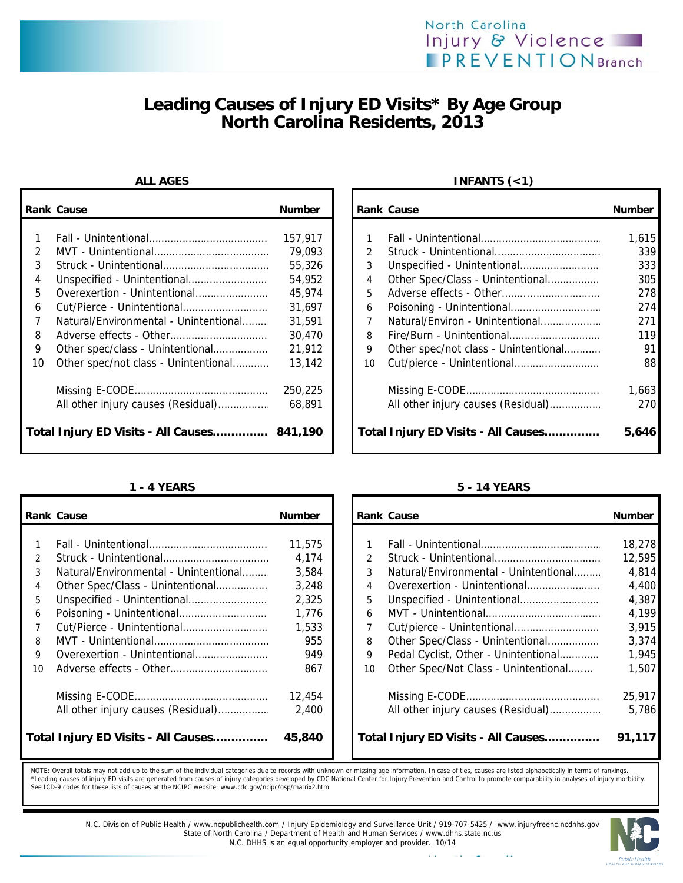North Carolina Injury & Violence PREVENTION Branch

# Leading Causes of Injury ED Visits* By Age Group
## North Carolina Residents, 2013

### ALL AGES

| Rank | Cause | Number |
|---|---|---|
| 1 | Fall - Unintentional | 157,917 |
| 2 | MVT - Unintentional | 79,093 |
| 3 | Struck - Unintentional | 55,326 |
| 4 | Unspecified - Unintentional | 54,952 |
| 5 | Overexertion - Unintentional | 45,974 |
| 6 | Cut/Pierce - Unintentional | 31,697 |
| 7 | Natural/Environmental - Unintentional | 31,591 |
| 8 | Adverse effects - Other | 30,470 |
| 9 | Other spec/class - Unintentional | 21,912 |
| 10 | Other spec/not class - Unintentional | 13,142 |
| | Missing E-CODE | 250,225 |
| | All other injury causes (Residual) | 68,891 |
| | **Total Injury ED Visits - All Causes** | **841,190** |

### INFANTS (<1)

| Rank | Cause | Number |
|---|---|---|
| 1 | Fall - Unintentional | 1,615 |
| 2 | Struck - Unintentional | 339 |
| 3 | Unspecified - Unintentional | 333 |
| 4 | Other Spec/Class - Unintentional | 305 |
| 5 | Adverse effects - Other | 278 |
| 6 | Poisoning - Unintentional | 274 |
| 7 | Natural/Environ - Unintentional | 271 |
| 8 | Fire/Burn - Unintentional | 119 |
| 9 | Other spec/not class - Unintentional | 91 |
| 10 | Cut/pierce - Unintentional | 88 |
| | Missing E-CODE | 1,663 |
| | All other injury causes (Residual) | 270 |
| | **Total Injury ED Visits - All Causes** | **5,646** |

### 1 - 4 YEARS

| Rank | Cause | Number |
|---|---|---|
| 1 | Fall - Unintentional | 11,575 |
| 2 | Struck - Unintentional | 4,174 |
| 3 | Natural/Environmental - Unintentional | 3,584 |
| 4 | Other Spec/Class - Unintentional | 3,248 |
| 5 | Unspecified - Unintentional | 2,325 |
| 6 | Poisoning - Unintentional | 1,776 |
| 7 | Cut/Pierce - Unintentional | 1,533 |
| 8 | MVT - Unintentional | 955 |
| 9 | Overexertion - Unintentional | 949 |
| 10 | Adverse effects - Other | 867 |
| | Missing E-CODE | 12,454 |
| | All other injury causes (Residual) | 2,400 |
| | **Total Injury ED Visits - All Causes** | **45,840** |

### 5 - 14 YEARS

| Rank | Cause | Number |
|---|---|---|
| 1 | Fall - Unintentional | 18,278 |
| 2 | Struck - Unintentional | 12,595 |
| 3 | Natural/Environmental - Unintentional | 4,814 |
| 4 | Overexertion - Unintentional | 4,400 |
| 5 | Unspecified - Unintentional | 4,387 |
| 6 | MVT - Unintentional | 4,199 |
| 7 | Cut/pierce - Unintentional | 3,915 |
| 8 | Other Spec/Class - Unintentional | 3,374 |
| 9 | Pedal Cyclist, Other - Unintentional | 1,945 |
| 10 | Other Spec/Not Class - Unintentional | 1,507 |
| | Missing E-CODE | 25,917 |
| | All other injury causes (Residual) | 5,786 |
| | **Total Injury ED Visits - All Causes** | **91,117** |

NOTE: Overall totals may not add up to the sum of the individual categories due to records with unknown or missing age information. In case of ties, causes are listed alphabetically in terms of rankings.
*Leading causes of injury ED visits are generated from causes of injury categories developed by CDC National Center for Injury Prevention and Control to promote comparability in analyses of injury morbidity. See ICD-9 codes for these lists of causes at the NCIPC website: www.cdc.gov/ncipc/osp/matrix2.htm

N.C. Division of Public Health / www.ncpublichealth.com / Injury Epidemiology and Surveillance Unit / 919-707-5425 / www.injuryfreenc.ncdhhs.gov
State of North Carolina / Department of Health and Human Services / www.dhhs.state.nc.us
N.C. DHHS is an equal opportunity employer and provider. 10/14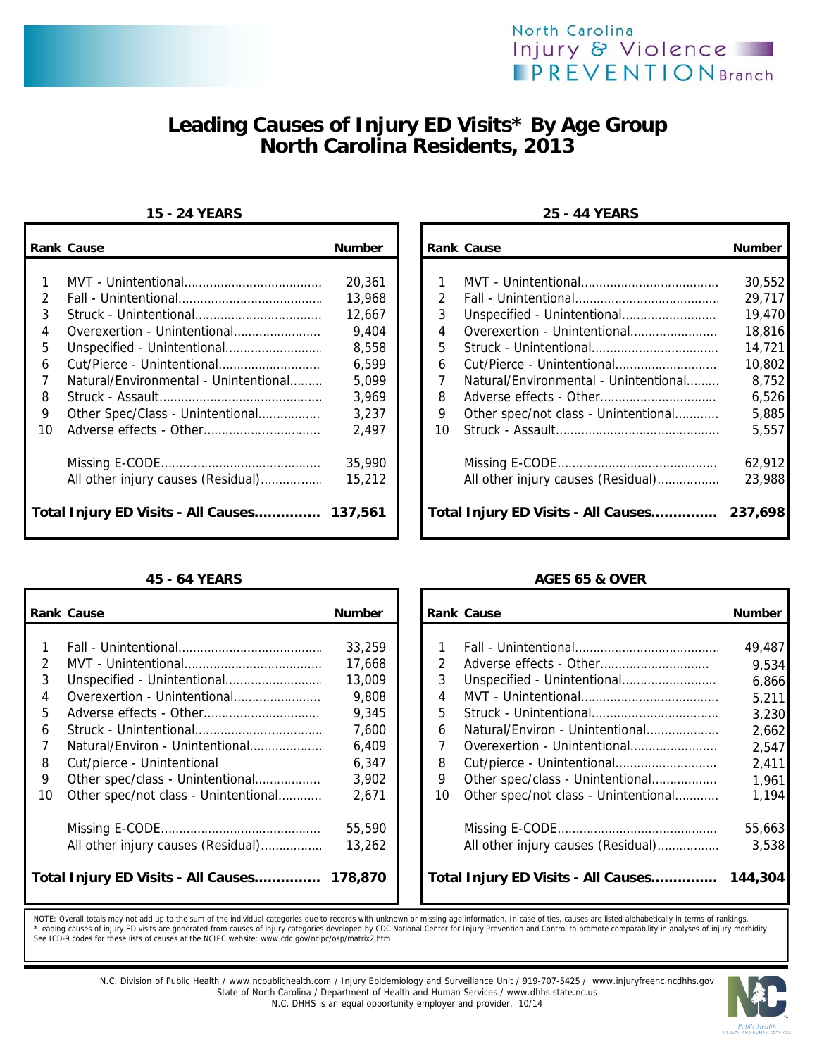# Leading Causes of Injury ED Visits* By Age Group
## North Carolina Residents, 2013

### 15 - 24 YEARS

| Rank | Cause | Number |
|---|---|---|
| 1 | MVT - Unintentional | 20,361 |
| 2 | Fall - Unintentional | 13,968 |
| 3 | Struck - Unintentional | 12,667 |
| 4 | Overexertion - Unintentional | 9,404 |
| 5 | Unspecified - Unintentional | 8,558 |
| 6 | Cut/Pierce - Unintentional | 6,599 |
| 7 | Natural/Environmental - Unintentional | 5,099 |
| 8 | Struck - Assault | 3,969 |
| 9 | Other Spec/Class - Unintentional | 3,237 |
| 10 | Adverse effects - Other | 2,497 |
| | Missing E-CODE | 35,990 |
| | All other injury causes (Residual) | 15,212 |
| **Total Injury ED Visits - All Causes** | | **137,561** |

### 25 - 44 YEARS

| Rank | Cause | Number |
|---|---|---|
| 1 | MVT - Unintentional | 30,552 |
| 2 | Fall - Unintentional | 29,717 |
| 3 | Unspecified - Unintentional | 19,470 |
| 4 | Overexertion - Unintentional | 18,816 |
| 5 | Struck - Unintentional | 14,721 |
| 6 | Cut/Pierce - Unintentional | 10,802 |
| 7 | Natural/Environmental - Unintentional | 8,752 |
| 8 | Adverse effects - Other | 6,526 |
| 9 | Other spec/not class - Unintentional | 5,885 |
| 10 | Struck - Assault | 5,557 |
| | Missing E-CODE | 62,912 |
| | All other injury causes (Residual) | 23,988 |
| **Total Injury ED Visits - All Causes** | | **237,698** |

### 45 - 64 YEARS

| Rank | Cause | Number |
|---|---|---|
| 1 | Fall - Unintentional | 33,259 |
| 2 | MVT - Unintentional | 17,668 |
| 3 | Unspecified - Unintentional | 13,009 |
| 4 | Overexertion - Unintentional | 9,808 |
| 5 | Adverse effects - Other | 9,345 |
| 6 | Struck - Unintentional | 7,600 |
| 7 | Natural/Environ - Unintentional | 6,409 |
| 8 | Cut/pierce - Unintentional | 6,347 |
| 9 | Other spec/class - Unintentional | 3,902 |
| 10 | Other spec/not class - Unintentional | 2,671 |
| | Missing E-CODE | 55,590 |
| | All other injury causes (Residual) | 13,262 |
| **Total Injury ED Visits - All Causes** | | **178,870** |

### AGES 65 & OVER

| Rank | Cause | Number |
|---|---|---|
| 1 | Fall - Unintentional | 49,487 |
| 2 | Adverse effects - Other | 9,534 |
| 3 | Unspecified - Unintentional | 6,866 |
| 4 | MVT - Unintentional | 5,211 |
| 5 | Struck - Unintentional | 3,230 |
| 6 | Natural/Environ - Unintentional | 2,662 |
| 7 | Overexertion - Unintentional | 2,547 |
| 8 | Cut/pierce - Unintentional | 2,411 |
| 9 | Other spec/class - Unintentional | 1,961 |
| 10 | Other spec/not class - Unintentional | 1,194 |
| | Missing E-CODE | 55,663 |
| | All other injury causes (Residual) | 3,538 |
| **Total Injury ED Visits - All Causes** | | **144,304** |

NOTE: Overall totals may not add up to the sum of the individual categories due to records with unknown or missing age information. In case of ties, causes are listed alphabetically in terms of rankings.
*Leading causes of injury ED visits are generated from causes of injury categories developed by CDC National Center for Injury Prevention and Control to promote comparability in analyses of injury morbidity. See ICD-9 codes for these lists of causes at the NCIPC website: www.cdc.gov/ncipc/osp/matrix2.htm

N.C. Division of Public Health / www.ncpublichealth.com / Injury Epidemiology and Surveillance Unit / 919-707-5425 / www.injuryfreenc.ncdhhs.gov
State of North Carolina / Department of Health and Human Services / www.dhhs.state.nc.us
N.C. DHHS is an equal opportunity employer and provider. 10/14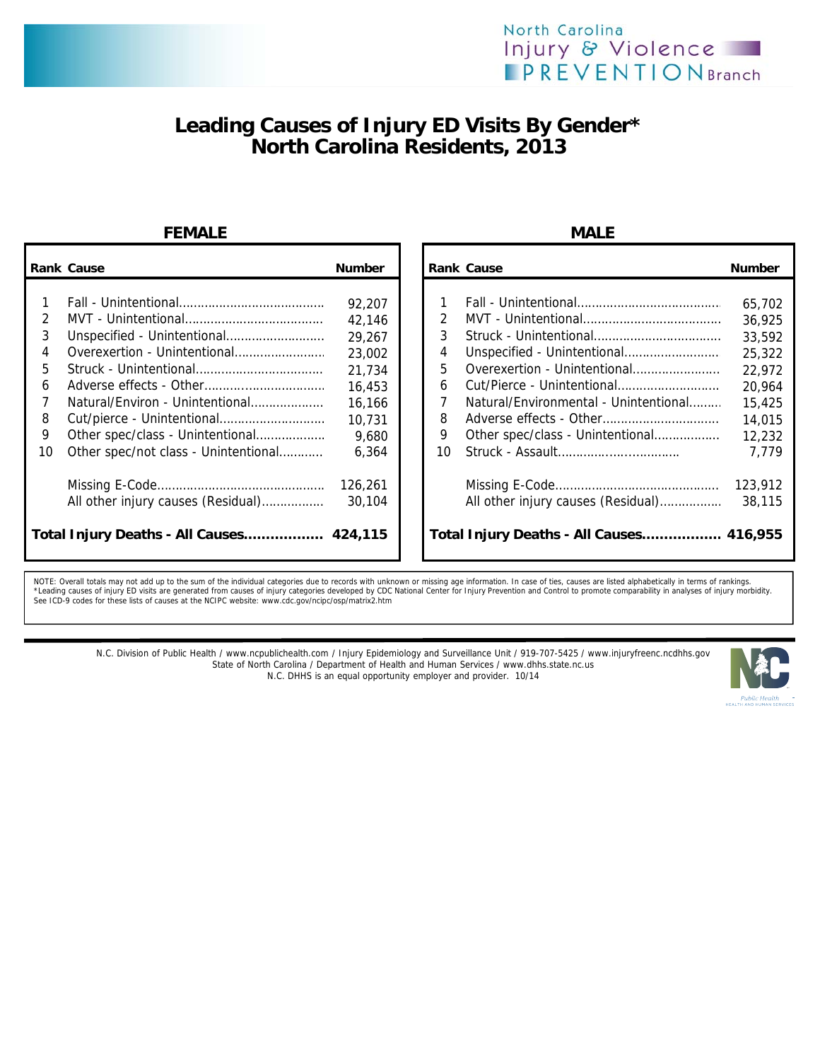North Carolina Injury & Violence PREVENTION Branch

# Leading Causes of Injury ED Visits By Gender*
# North Carolina Residents, 2013

## FEMALE

| Rank | Cause | Number |
|---|---|---|
| 1 | Fall - Unintentional | 92,207 |
| 2 | MVT - Unintentional | 42,146 |
| 3 | Unspecified - Unintentional | 29,267 |
| 4 | Overexertion - Unintentional | 23,002 |
| 5 | Struck - Unintentional | 21,734 |
| 6 | Adverse effects - Other | 16,453 |
| 7 | Natural/Environ - Unintentional | 16,166 |
| 8 | Cut/pierce - Unintentional | 10,731 |
| 9 | Other spec/class - Unintentional | 9,680 |
| 10 | Other spec/not class - Unintentional | 6,364 |
| | Missing E-Code | 126,261 |
| | All other injury causes (Residual) | 30,104 |
| | **Total Injury Deaths - All Causes** | **424,115** |

## MALE

| Rank | Cause | Number |
|---|---|---|
| 1 | Fall - Unintentional | 65,702 |
| 2 | MVT - Unintentional | 36,925 |
| 3 | Struck - Unintentional | 33,592 |
| 4 | Unspecified - Unintentional | 25,322 |
| 5 | Overexertion - Unintentional | 22,972 |
| 6 | Cut/Pierce - Unintentional | 20,964 |
| 7 | Natural/Environmental - Unintentional | 15,425 |
| 8 | Adverse effects - Other | 14,015 |
| 9 | Other spec/class - Unintentional | 12,232 |
| 10 | Struck - Assault | 7,779 |
| | Missing E-Code | 123,912 |
| | All other injury causes (Residual) | 38,115 |
| | **Total Injury Deaths - All Causes** | **416,955** |

NOTE: Overall totals may not add up to the sum of the individual categories due to records with unknown or missing age information. In case of ties, causes are listed alphabetically in terms of rankings.
*Leading causes of injury ED visits are generated from causes of injury categories developed by CDC National Center for Injury Prevention and Control to promote comparability in analyses of injury morbidity. See ICD-9 codes for these lists of causes at the NCIPC website: www.cdc.gov/ncipc/osp/matrix2.htm

N.C. Division of Public Health / www.ncpublichealth.com / Injury Epidemiology and Surveillance Unit / 919-707-5425 / www.injuryfreenc.ncdhhs.gov
State of North Carolina / Department of Health and Human Services / www.dhhs.state.nc.us
N.C. DHHS is an equal opportunity employer and provider. 10/14